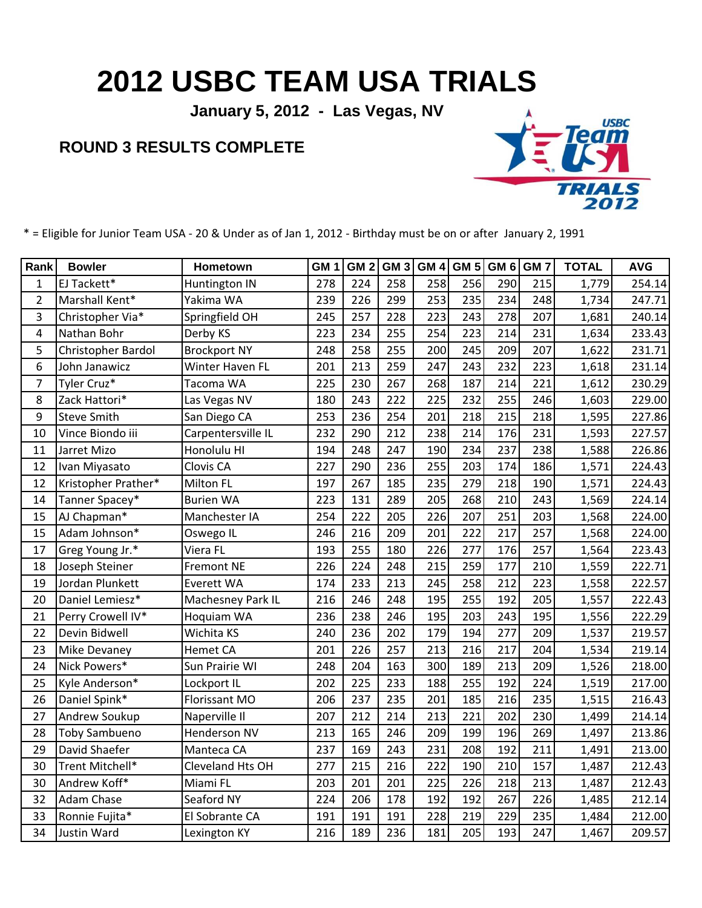# 2012 USBC TEAM USA TRIALS

**January 5, 2012 - Las Vegas, NV**

## ROUND 3 RESULTS COMPLETE

* = Eligible for Junior Team USA - 20 & Under as of Jan 1, 2012 - Birthday must be on or after January 2, 1991

| Rank | Bowler | Hometown | GM 1 | GM 2 | GM 3 | GM 4 | GM 5 | GM 6 | GM 7 | TOTAL | AVG |
|---|---|---|---|---|---|---|---|---|---|---|---|
| 1 | EJ Tackett* | Huntington IN | 278 | 224 | 258 | 258 | 256 | 290 | 215 | 1,779 | 254.14 |
| 2 | Marshall Kent* | Yakima WA | 239 | 226 | 299 | 253 | 235 | 234 | 248 | 1,734 | 247.71 |
| 3 | Christopher Via* | Springfield OH | 245 | 257 | 228 | 223 | 243 | 278 | 207 | 1,681 | 240.14 |
| 4 | Nathan Bohr | Derby KS | 223 | 234 | 255 | 254 | 223 | 214 | 231 | 1,634 | 233.43 |
| 5 | Christopher Bardol | Brockport NY | 248 | 258 | 255 | 200 | 245 | 209 | 207 | 1,622 | 231.71 |
| 6 | John Janawicz | Winter Haven FL | 201 | 213 | 259 | 247 | 243 | 232 | 223 | 1,618 | 231.14 |
| 7 | Tyler Cruz* | Tacoma WA | 225 | 230 | 267 | 268 | 187 | 214 | 221 | 1,612 | 230.29 |
| 8 | Zack Hattori* | Las Vegas NV | 180 | 243 | 222 | 225 | 232 | 255 | 246 | 1,603 | 229.00 |
| 9 | Steve Smith | San Diego CA | 253 | 236 | 254 | 201 | 218 | 215 | 218 | 1,595 | 227.86 |
| 10 | Vince Biondo iii | Carpentersville IL | 232 | 290 | 212 | 238 | 214 | 176 | 231 | 1,593 | 227.57 |
| 11 | Jarret Mizo | Honolulu HI | 194 | 248 | 247 | 190 | 234 | 237 | 238 | 1,588 | 226.86 |
| 12 | Ivan Miyasato | Clovis CA | 227 | 290 | 236 | 255 | 203 | 174 | 186 | 1,571 | 224.43 |
| 12 | Kristopher Prather* | Milton FL | 197 | 267 | 185 | 235 | 279 | 218 | 190 | 1,571 | 224.43 |
| 14 | Tanner Spacey* | Burien WA | 223 | 131 | 289 | 205 | 268 | 210 | 243 | 1,569 | 224.14 |
| 15 | AJ Chapman* | Manchester IA | 254 | 222 | 205 | 226 | 207 | 251 | 203 | 1,568 | 224.00 |
| 15 | Adam Johnson* | Oswego IL | 246 | 216 | 209 | 201 | 222 | 217 | 257 | 1,568 | 224.00 |
| 17 | Greg Young Jr.* | Viera FL | 193 | 255 | 180 | 226 | 277 | 176 | 257 | 1,564 | 223.43 |
| 18 | Joseph Steiner | Fremont NE | 226 | 224 | 248 | 215 | 259 | 177 | 210 | 1,559 | 222.71 |
| 19 | Jordan Plunkett | Everett WA | 174 | 233 | 213 | 245 | 258 | 212 | 223 | 1,558 | 222.57 |
| 20 | Daniel Lemiesz* | Machesney Park IL | 216 | 246 | 248 | 195 | 255 | 192 | 205 | 1,557 | 222.43 |
| 21 | Perry Crowell IV* | Hoquiam WA | 236 | 238 | 246 | 195 | 203 | 243 | 195 | 1,556 | 222.29 |
| 22 | Devin Bidwell | Wichita KS | 240 | 236 | 202 | 179 | 194 | 277 | 209 | 1,537 | 219.57 |
| 23 | Mike Devaney | Hemet CA | 201 | 226 | 257 | 213 | 216 | 217 | 204 | 1,534 | 219.14 |
| 24 | Nick Powers* | Sun Prairie WI | 248 | 204 | 163 | 300 | 189 | 213 | 209 | 1,526 | 218.00 |
| 25 | Kyle Anderson* | Lockport IL | 202 | 225 | 233 | 188 | 255 | 192 | 224 | 1,519 | 217.00 |
| 26 | Daniel Spink* | Florissant MO | 206 | 237 | 235 | 201 | 185 | 216 | 235 | 1,515 | 216.43 |
| 27 | Andrew Soukup | Naperville Il | 207 | 212 | 214 | 213 | 221 | 202 | 230 | 1,499 | 214.14 |
| 28 | Toby Sambueno | Henderson NV | 213 | 165 | 246 | 209 | 199 | 196 | 269 | 1,497 | 213.86 |
| 29 | David Shaefer | Manteca CA | 237 | 169 | 243 | 231 | 208 | 192 | 211 | 1,491 | 213.00 |
| 30 | Trent Mitchell* | Cleveland Hts OH | 277 | 215 | 216 | 222 | 190 | 210 | 157 | 1,487 | 212.43 |
| 30 | Andrew Koff* | Miami FL | 203 | 201 | 201 | 225 | 226 | 218 | 213 | 1,487 | 212.43 |
| 32 | Adam Chase | Seaford NY | 224 | 206 | 178 | 192 | 192 | 267 | 226 | 1,485 | 212.14 |
| 33 | Ronnie Fujita* | El Sobrante CA | 191 | 191 | 191 | 228 | 219 | 229 | 235 | 1,484 | 212.00 |
| 34 | Justin Ward | Lexington KY | 216 | 189 | 236 | 181 | 205 | 193 | 247 | 1,467 | 209.57 |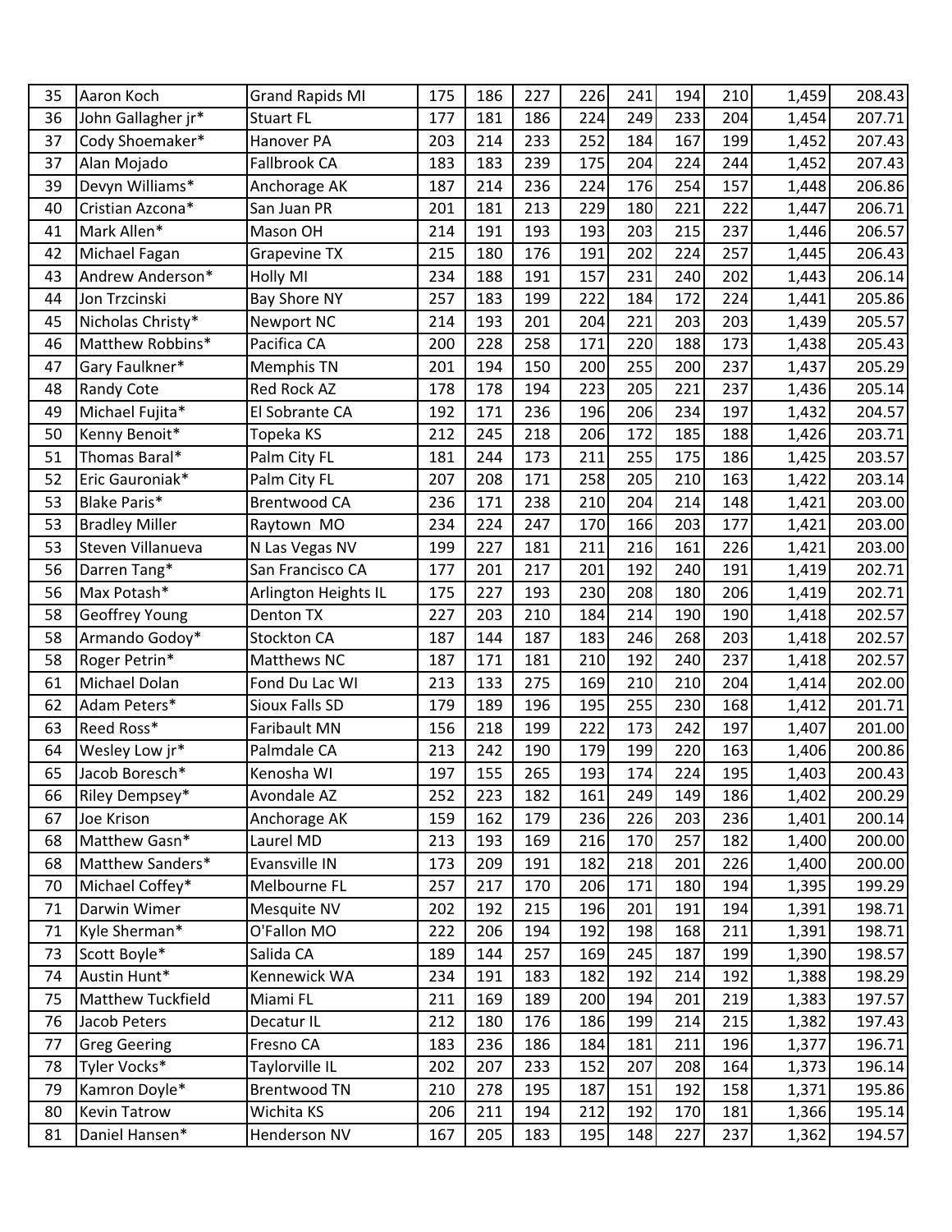| | | | | | | | | | | | |
|---|---|---|---|---|---|---|---|---|---|---|---|
| 35 | Aaron Koch | Grand Rapids MI | 175 | 186 | 227 | 226 | 241 | 194 | 210 | 1,459 | 208.43 |
| 36 | John Gallagher jr* | Stuart FL | 177 | 181 | 186 | 224 | 249 | 233 | 204 | 1,454 | 207.71 |
| 37 | Cody Shoemaker* | Hanover PA | 203 | 214 | 233 | 252 | 184 | 167 | 199 | 1,452 | 207.43 |
| 37 | Alan Mojado | Fallbrook CA | 183 | 183 | 239 | 175 | 204 | 224 | 244 | 1,452 | 207.43 |
| 39 | Devyn Williams* | Anchorage AK | 187 | 214 | 236 | 224 | 176 | 254 | 157 | 1,448 | 206.86 |
| 40 | Cristian Azcona* | San Juan PR | 201 | 181 | 213 | 229 | 180 | 221 | 222 | 1,447 | 206.71 |
| 41 | Mark Allen* | Mason OH | 214 | 191 | 193 | 193 | 203 | 215 | 237 | 1,446 | 206.57 |
| 42 | Michael Fagan | Grapevine TX | 215 | 180 | 176 | 191 | 202 | 224 | 257 | 1,445 | 206.43 |
| 43 | Andrew Anderson* | Holly MI | 234 | 188 | 191 | 157 | 231 | 240 | 202 | 1,443 | 206.14 |
| 44 | Jon Trzcinski | Bay Shore NY | 257 | 183 | 199 | 222 | 184 | 172 | 224 | 1,441 | 205.86 |
| 45 | Nicholas Christy* | Newport NC | 214 | 193 | 201 | 204 | 221 | 203 | 203 | 1,439 | 205.57 |
| 46 | Matthew Robbins* | Pacifica CA | 200 | 228 | 258 | 171 | 220 | 188 | 173 | 1,438 | 205.43 |
| 47 | Gary Faulkner* | Memphis TN | 201 | 194 | 150 | 200 | 255 | 200 | 237 | 1,437 | 205.29 |
| 48 | Randy Cote | Red Rock AZ | 178 | 178 | 194 | 223 | 205 | 221 | 237 | 1,436 | 205.14 |
| 49 | Michael Fujita* | El Sobrante CA | 192 | 171 | 236 | 196 | 206 | 234 | 197 | 1,432 | 204.57 |
| 50 | Kenny Benoit* | Topeka KS | 212 | 245 | 218 | 206 | 172 | 185 | 188 | 1,426 | 203.71 |
| 51 | Thomas Baral* | Palm City FL | 181 | 244 | 173 | 211 | 255 | 175 | 186 | 1,425 | 203.57 |
| 52 | Eric Gauroniak* | Palm City FL | 207 | 208 | 171 | 258 | 205 | 210 | 163 | 1,422 | 203.14 |
| 53 | Blake Paris* | Brentwood CA | 236 | 171 | 238 | 210 | 204 | 214 | 148 | 1,421 | 203.00 |
| 53 | Bradley Miller | Raytown MO | 234 | 224 | 247 | 170 | 166 | 203 | 177 | 1,421 | 203.00 |
| 53 | Steven Villanueva | N Las Vegas NV | 199 | 227 | 181 | 211 | 216 | 161 | 226 | 1,421 | 203.00 |
| 56 | Darren Tang* | San Francisco CA | 177 | 201 | 217 | 201 | 192 | 240 | 191 | 1,419 | 202.71 |
| 56 | Max Potash* | Arlington Heights IL | 175 | 227 | 193 | 230 | 208 | 180 | 206 | 1,419 | 202.71 |
| 58 | Geoffrey Young | Denton TX | 227 | 203 | 210 | 184 | 214 | 190 | 190 | 1,418 | 202.57 |
| 58 | Armando Godoy* | Stockton CA | 187 | 144 | 187 | 183 | 246 | 268 | 203 | 1,418 | 202.57 |
| 58 | Roger Petrin* | Matthews NC | 187 | 171 | 181 | 210 | 192 | 240 | 237 | 1,418 | 202.57 |
| 61 | Michael Dolan | Fond Du Lac WI | 213 | 133 | 275 | 169 | 210 | 210 | 204 | 1,414 | 202.00 |
| 62 | Adam Peters* | Sioux Falls SD | 179 | 189 | 196 | 195 | 255 | 230 | 168 | 1,412 | 201.71 |
| 63 | Reed Ross* | Faribault MN | 156 | 218 | 199 | 222 | 173 | 242 | 197 | 1,407 | 201.00 |
| 64 | Wesley Low jr* | Palmdale CA | 213 | 242 | 190 | 179 | 199 | 220 | 163 | 1,406 | 200.86 |
| 65 | Jacob Boresch* | Kenosha WI | 197 | 155 | 265 | 193 | 174 | 224 | 195 | 1,403 | 200.43 |
| 66 | Riley Dempsey* | Avondale AZ | 252 | 223 | 182 | 161 | 249 | 149 | 186 | 1,402 | 200.29 |
| 67 | Joe Krison | Anchorage AK | 159 | 162 | 179 | 236 | 226 | 203 | 236 | 1,401 | 200.14 |
| 68 | Matthew Gasn* | Laurel MD | 213 | 193 | 169 | 216 | 170 | 257 | 182 | 1,400 | 200.00 |
| 68 | Matthew Sanders* | Evansville IN | 173 | 209 | 191 | 182 | 218 | 201 | 226 | 1,400 | 200.00 |
| 70 | Michael Coffey* | Melbourne FL | 257 | 217 | 170 | 206 | 171 | 180 | 194 | 1,395 | 199.29 |
| 71 | Darwin Wimer | Mesquite NV | 202 | 192 | 215 | 196 | 201 | 191 | 194 | 1,391 | 198.71 |
| 71 | Kyle Sherman* | O'Fallon MO | 222 | 206 | 194 | 192 | 198 | 168 | 211 | 1,391 | 198.71 |
| 73 | Scott Boyle* | Salida CA | 189 | 144 | 257 | 169 | 245 | 187 | 199 | 1,390 | 198.57 |
| 74 | Austin Hunt* | Kennewick WA | 234 | 191 | 183 | 182 | 192 | 214 | 192 | 1,388 | 198.29 |
| 75 | Matthew Tuckfield | Miami FL | 211 | 169 | 189 | 200 | 194 | 201 | 219 | 1,383 | 197.57 |
| 76 | Jacob Peters | Decatur IL | 212 | 180 | 176 | 186 | 199 | 214 | 215 | 1,382 | 197.43 |
| 77 | Greg Geering | Fresno CA | 183 | 236 | 186 | 184 | 181 | 211 | 196 | 1,377 | 196.71 |
| 78 | Tyler Vocks* | Taylorville IL | 202 | 207 | 233 | 152 | 207 | 208 | 164 | 1,373 | 196.14 |
| 79 | Kamron Doyle* | Brentwood TN | 210 | 278 | 195 | 187 | 151 | 192 | 158 | 1,371 | 195.86 |
| 80 | Kevin Tatrow | Wichita KS | 206 | 211 | 194 | 212 | 192 | 170 | 181 | 1,366 | 195.14 |
| 81 | Daniel Hansen* | Henderson NV | 167 | 205 | 183 | 195 | 148 | 227 | 237 | 1,362 | 194.57 |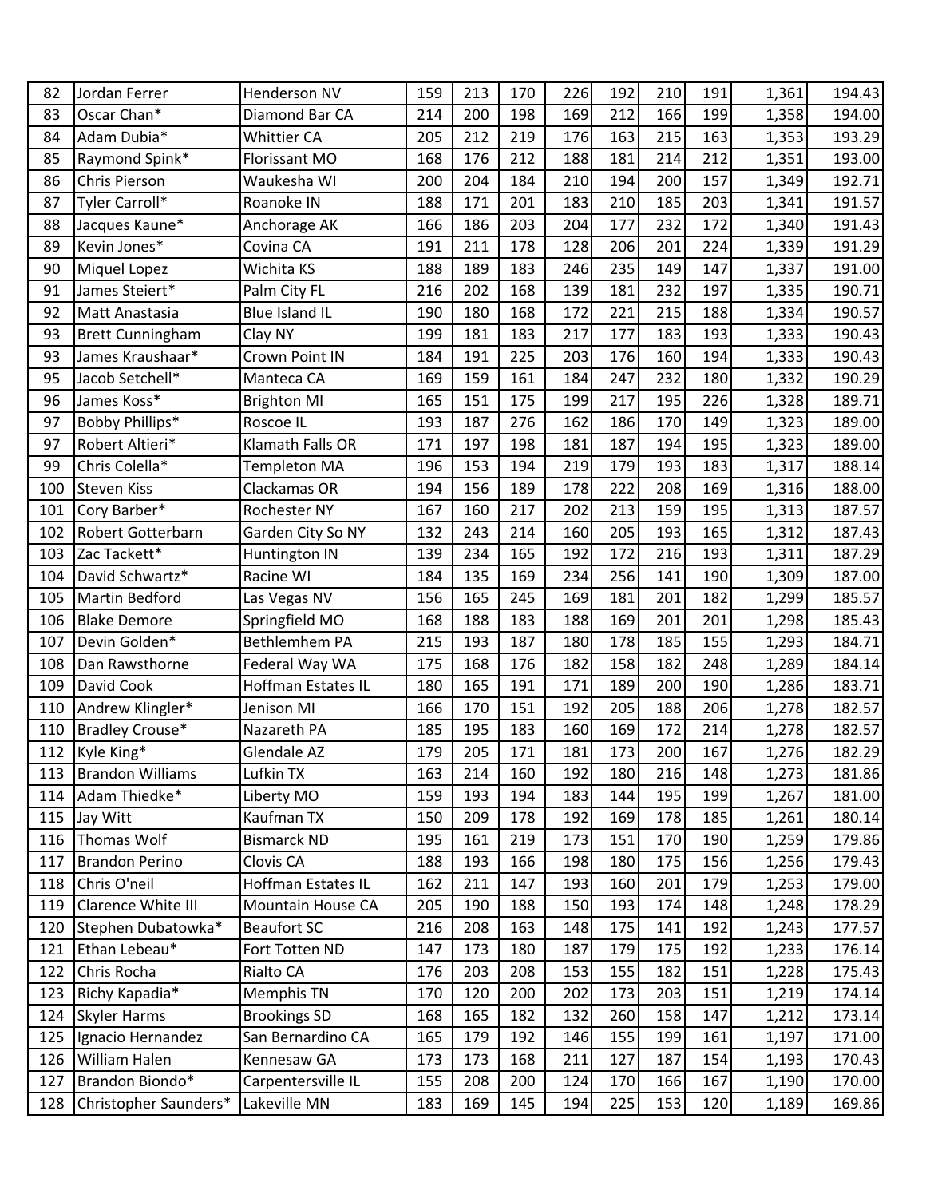| | | | | | | | | | | | |
|---|---|---|---|---|---|---|---|---|---|---|---|
| 82 | Jordan Ferrer | Henderson NV | 159 | 213 | 170 | 226 | 192 | 210 | 191 | 1,361 | 194.43 |
| 83 | Oscar Chan* | Diamond Bar CA | 214 | 200 | 198 | 169 | 212 | 166 | 199 | 1,358 | 194.00 |
| 84 | Adam Dubia* | Whittier CA | 205 | 212 | 219 | 176 | 163 | 215 | 163 | 1,353 | 193.29 |
| 85 | Raymond Spink* | Florissant MO | 168 | 176 | 212 | 188 | 181 | 214 | 212 | 1,351 | 193.00 |
| 86 | Chris Pierson | Waukesha WI | 200 | 204 | 184 | 210 | 194 | 200 | 157 | 1,349 | 192.71 |
| 87 | Tyler Carroll* | Roanoke IN | 188 | 171 | 201 | 183 | 210 | 185 | 203 | 1,341 | 191.57 |
| 88 | Jacques Kaune* | Anchorage AK | 166 | 186 | 203 | 204 | 177 | 232 | 172 | 1,340 | 191.43 |
| 89 | Kevin Jones* | Covina CA | 191 | 211 | 178 | 128 | 206 | 201 | 224 | 1,339 | 191.29 |
| 90 | Miquel Lopez | Wichita KS | 188 | 189 | 183 | 246 | 235 | 149 | 147 | 1,337 | 191.00 |
| 91 | James Steiert* | Palm City FL | 216 | 202 | 168 | 139 | 181 | 232 | 197 | 1,335 | 190.71 |
| 92 | Matt Anastasia | Blue Island IL | 190 | 180 | 168 | 172 | 221 | 215 | 188 | 1,334 | 190.57 |
| 93 | Brett Cunningham | Clay NY | 199 | 181 | 183 | 217 | 177 | 183 | 193 | 1,333 | 190.43 |
| 93 | James Kraushaar* | Crown Point IN | 184 | 191 | 225 | 203 | 176 | 160 | 194 | 1,333 | 190.43 |
| 95 | Jacob Setchell* | Manteca CA | 169 | 159 | 161 | 184 | 247 | 232 | 180 | 1,332 | 190.29 |
| 96 | James Koss* | Brighton MI | 165 | 151 | 175 | 199 | 217 | 195 | 226 | 1,328 | 189.71 |
| 97 | Bobby Phillips* | Roscoe IL | 193 | 187 | 276 | 162 | 186 | 170 | 149 | 1,323 | 189.00 |
| 97 | Robert Altieri* | Klamath Falls OR | 171 | 197 | 198 | 181 | 187 | 194 | 195 | 1,323 | 189.00 |
| 99 | Chris Colella* | Templeton MA | 196 | 153 | 194 | 219 | 179 | 193 | 183 | 1,317 | 188.14 |
| 100 | Steven Kiss | Clackamas OR | 194 | 156 | 189 | 178 | 222 | 208 | 169 | 1,316 | 188.00 |
| 101 | Cory Barber* | Rochester NY | 167 | 160 | 217 | 202 | 213 | 159 | 195 | 1,313 | 187.57 |
| 102 | Robert Gotterbarn | Garden City So NY | 132 | 243 | 214 | 160 | 205 | 193 | 165 | 1,312 | 187.43 |
| 103 | Zac Tackett* | Huntington IN | 139 | 234 | 165 | 192 | 172 | 216 | 193 | 1,311 | 187.29 |
| 104 | David Schwartz* | Racine WI | 184 | 135 | 169 | 234 | 256 | 141 | 190 | 1,309 | 187.00 |
| 105 | Martin Bedford | Las Vegas NV | 156 | 165 | 245 | 169 | 181 | 201 | 182 | 1,299 | 185.57 |
| 106 | Blake Demore | Springfield MO | 168 | 188 | 183 | 188 | 169 | 201 | 201 | 1,298 | 185.43 |
| 107 | Devin Golden* | Bethlemhem PA | 215 | 193 | 187 | 180 | 178 | 185 | 155 | 1,293 | 184.71 |
| 108 | Dan Rawsthorne | Federal Way WA | 175 | 168 | 176 | 182 | 158 | 182 | 248 | 1,289 | 184.14 |
| 109 | David Cook | Hoffman Estates IL | 180 | 165 | 191 | 171 | 189 | 200 | 190 | 1,286 | 183.71 |
| 110 | Andrew Klingler* | Jenison MI | 166 | 170 | 151 | 192 | 205 | 188 | 206 | 1,278 | 182.57 |
| 110 | Bradley Crouse* | Nazareth PA | 185 | 195 | 183 | 160 | 169 | 172 | 214 | 1,278 | 182.57 |
| 112 | Kyle King* | Glendale AZ | 179 | 205 | 171 | 181 | 173 | 200 | 167 | 1,276 | 182.29 |
| 113 | Brandon Williams | Lufkin TX | 163 | 214 | 160 | 192 | 180 | 216 | 148 | 1,273 | 181.86 |
| 114 | Adam Thiedke* | Liberty MO | 159 | 193 | 194 | 183 | 144 | 195 | 199 | 1,267 | 181.00 |
| 115 | Jay Witt | Kaufman TX | 150 | 209 | 178 | 192 | 169 | 178 | 185 | 1,261 | 180.14 |
| 116 | Thomas Wolf | Bismarck ND | 195 | 161 | 219 | 173 | 151 | 170 | 190 | 1,259 | 179.86 |
| 117 | Brandon Perino | Clovis CA | 188 | 193 | 166 | 198 | 180 | 175 | 156 | 1,256 | 179.43 |
| 118 | Chris O'neil | Hoffman Estates IL | 162 | 211 | 147 | 193 | 160 | 201 | 179 | 1,253 | 179.00 |
| 119 | Clarence White III | Mountain House CA | 205 | 190 | 188 | 150 | 193 | 174 | 148 | 1,248 | 178.29 |
| 120 | Stephen Dubatowka* | Beaufort SC | 216 | 208 | 163 | 148 | 175 | 141 | 192 | 1,243 | 177.57 |
| 121 | Ethan Lebeau* | Fort Totten ND | 147 | 173 | 180 | 187 | 179 | 175 | 192 | 1,233 | 176.14 |
| 122 | Chris Rocha | Rialto CA | 176 | 203 | 208 | 153 | 155 | 182 | 151 | 1,228 | 175.43 |
| 123 | Richy Kapadia* | Memphis TN | 170 | 120 | 200 | 202 | 173 | 203 | 151 | 1,219 | 174.14 |
| 124 | Skyler Harms | Brookings SD | 168 | 165 | 182 | 132 | 260 | 158 | 147 | 1,212 | 173.14 |
| 125 | Ignacio Hernandez | San Bernardino CA | 165 | 179 | 192 | 146 | 155 | 199 | 161 | 1,197 | 171.00 |
| 126 | William Halen | Kennesaw GA | 173 | 173 | 168 | 211 | 127 | 187 | 154 | 1,193 | 170.43 |
| 127 | Brandon Biondo* | Carpentersville IL | 155 | 208 | 200 | 124 | 170 | 166 | 167 | 1,190 | 170.00 |
| 128 | Christopher Saunders* | Lakeville MN | 183 | 169 | 145 | 194 | 225 | 153 | 120 | 1,189 | 169.86 |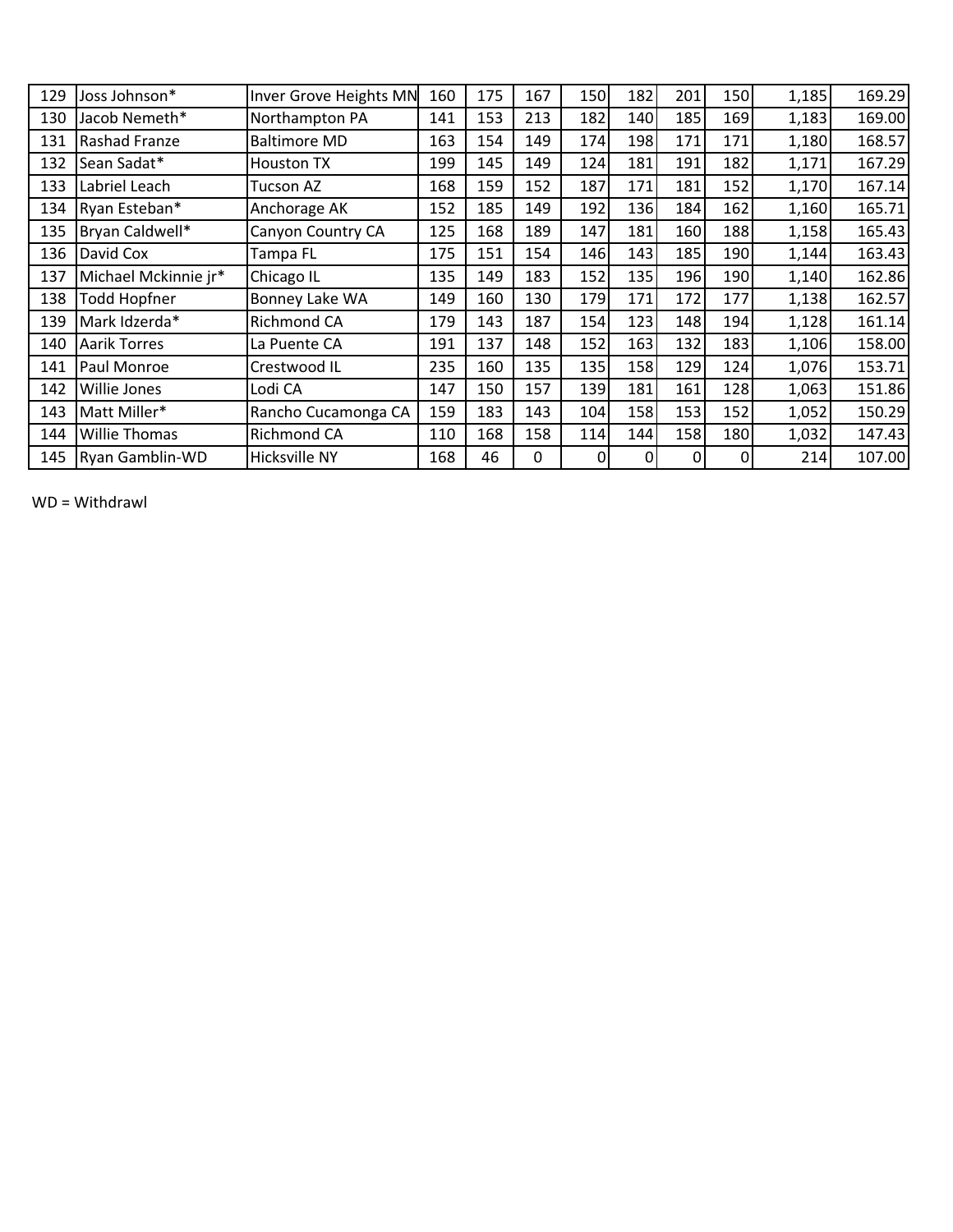| | | | | | | | | | | | |
|---|---|---|---|---|---|---|---|---|---|---|---|
| 129 | Joss Johnson* | Inver Grove Heights MN | 160 | 175 | 167 | 150 | 182 | 201 | 150 | 1,185 | 169.29 |
| 130 | Jacob Nemeth* | Northampton PA | 141 | 153 | 213 | 182 | 140 | 185 | 169 | 1,183 | 169.00 |
| 131 | Rashad Franze | Baltimore MD | 163 | 154 | 149 | 174 | 198 | 171 | 171 | 1,180 | 168.57 |
| 132 | Sean Sadat* | Houston TX | 199 | 145 | 149 | 124 | 181 | 191 | 182 | 1,171 | 167.29 |
| 133 | Labriel Leach | Tucson AZ | 168 | 159 | 152 | 187 | 171 | 181 | 152 | 1,170 | 167.14 |
| 134 | Ryan Esteban* | Anchorage AK | 152 | 185 | 149 | 192 | 136 | 184 | 162 | 1,160 | 165.71 |
| 135 | Bryan Caldwell* | Canyon Country CA | 125 | 168 | 189 | 147 | 181 | 160 | 188 | 1,158 | 165.43 |
| 136 | David Cox | Tampa FL | 175 | 151 | 154 | 146 | 143 | 185 | 190 | 1,144 | 163.43 |
| 137 | Michael Mckinnie jr* | Chicago IL | 135 | 149 | 183 | 152 | 135 | 196 | 190 | 1,140 | 162.86 |
| 138 | Todd Hopfner | Bonney Lake WA | 149 | 160 | 130 | 179 | 171 | 172 | 177 | 1,138 | 162.57 |
| 139 | Mark Idzerda* | Richmond CA | 179 | 143 | 187 | 154 | 123 | 148 | 194 | 1,128 | 161.14 |
| 140 | Aarik Torres | La Puente CA | 191 | 137 | 148 | 152 | 163 | 132 | 183 | 1,106 | 158.00 |
| 141 | Paul Monroe | Crestwood IL | 235 | 160 | 135 | 135 | 158 | 129 | 124 | 1,076 | 153.71 |
| 142 | Willie Jones | Lodi CA | 147 | 150 | 157 | 139 | 181 | 161 | 128 | 1,063 | 151.86 |
| 143 | Matt Miller* | Rancho Cucamonga CA | 159 | 183 | 143 | 104 | 158 | 153 | 152 | 1,052 | 150.29 |
| 144 | Willie Thomas | Richmond CA | 110 | 168 | 158 | 114 | 144 | 158 | 180 | 1,032 | 147.43 |
| 145 | Ryan Gamblin-WD | Hicksville NY | 168 | 46 | 0 | 0 | 0 | 0 | 0 | 214 | 107.00 |

WD = Withdrawl